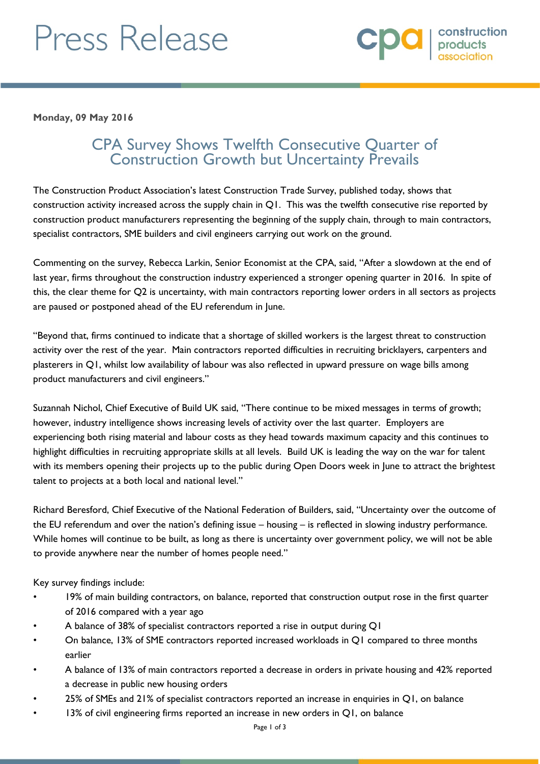# Press Release

**Monday, 09 May 2016**

## CPA Survey Shows Twelfth Consecutive Quarter of Construction Growth but Uncertainty Prevails

The Construction Product Association's latest Construction Trade Survey, published today, shows that construction activity increased across the supply chain in Q1. This was the twelfth consecutive rise reported by construction product manufacturers representing the beginning of the supply chain, through to main contractors, specialist contractors, SME builders and civil engineers carrying out work on the ground.

Commenting on the survey, Rebecca Larkin, Senior Economist at the CPA, said, "After a slowdown at the end of last year, firms throughout the construction industry experienced a stronger opening quarter in 2016. In spite of this, the clear theme for Q2 is uncertainty, with main contractors reporting lower orders in all sectors as projects are paused or postponed ahead of the EU referendum in June.

"Beyond that, firms continued to indicate that a shortage of skilled workers is the largest threat to construction activity over the rest of the year. Main contractors reported difficulties in recruiting bricklayers, carpenters and plasterers in Q1, whilst low availability of labour was also reflected in upward pressure on wage bills among product manufacturers and civil engineers."

Suzannah Nichol, Chief Executive of Build UK said, "There continue to be mixed messages in terms of growth; however, industry intelligence shows increasing levels of activity over the last quarter. Employers are experiencing both rising material and labour costs as they head towards maximum capacity and this continues to highlight difficulties in recruiting appropriate skills at all levels. Build UK is leading the way on the war for talent with its members opening their projects up to the public during Open Doors week in June to attract the brightest talent to projects at a both local and national level."

Richard Beresford, Chief Executive of the National Federation of Builders, said, "Uncertainty over the outcome of the EU referendum and over the nation's defining issue – housing – is reflected in slowing industry performance. While homes will continue to be built, as long as there is uncertainty over government policy, we will not be able to provide anywhere near the number of homes people need."

Key survey findings include:

- 19% of main building contractors, on balance, reported that construction output rose in the first quarter of 2016 compared with a year ago
- A balance of 38% of specialist contractors reported a rise in output during Q1
- On balance, 13% of SME contractors reported increased workloads in Q1 compared to three months earlier
- A balance of 13% of main contractors reported a decrease in orders in private housing and 42% reported a decrease in public new housing orders
- 25% of SMEs and 21% of specialist contractors reported an increase in enquiries in Q1, on balance
- 13% of civil engineering firms reported an increase in new orders in Q1, on balance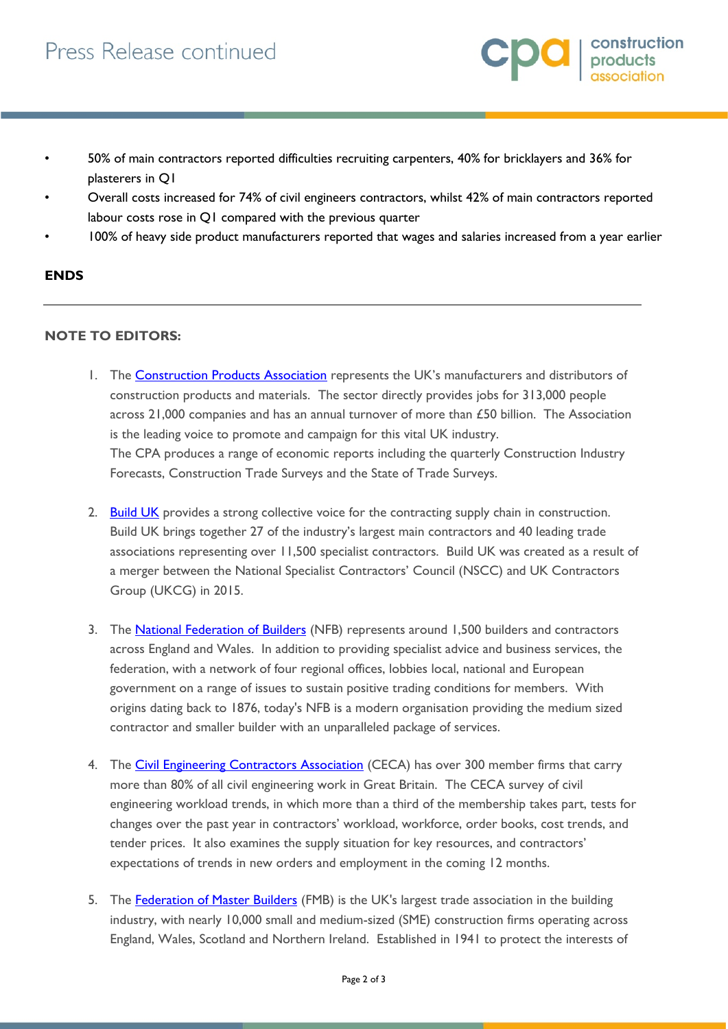- 50% of main contractors reported difficulties recruiting carpenters, 40% for bricklayers and 36% for plasterers in Q1
- Overall costs increased for 74% of civil engineers contractors, whilst 42% of main contractors reported labour costs rose in Q1 compared with the previous quarter
- 100% of heavy side product manufacturers reported that wages and salaries increased from a year earlier

**ENDS**

---

**NOTE TO EDITORS:**

1. The [Construction Products Association] represents the UK's manufacturers and distributors of construction products and materials. The sector directly provides jobs for 313,000 people across 21,000 companies and has an annual turnover of more than £50 billion. The Association is the leading voice to promote and campaign for this vital UK industry.
   The CPA produces a range of economic reports including the quarterly Construction Industry Forecasts, Construction Trade Surveys and the State of Trade Surveys.

2. [Build UK] provides a strong collective voice for the contracting supply chain in construction. Build UK brings together 27 of the industry's largest main contractors and 40 leading trade associations representing over 11,500 specialist contractors. Build UK was created as a result of a merger between the National Specialist Contractors' Council (NSCC) and UK Contractors Group (UKCG) in 2015.

3. The [National Federation of Builders] (NFB) represents around 1,500 builders and contractors across England and Wales. In addition to providing specialist advice and business services, the federation, with a network of four regional offices, lobbies local, national and European government on a range of issues to sustain positive trading conditions for members. With origins dating back to 1876, today's NFB is a modern organisation providing the medium sized contractor and smaller builder with an unparalleled package of services.

4. The [Civil Engineering Contractors Association] (CECA) has over 300 member firms that carry more than 80% of all civil engineering work in Great Britain. The CECA survey of civil engineering workload trends, in which more than a third of the membership takes part, tests for changes over the past year in contractors' workload, workforce, order books, cost trends, and tender prices. It also examines the supply situation for key resources, and contractors' expectations of trends in new orders and employment in the coming 12 months.

5. The [Federation of Master Builders] (FMB) is the UK's largest trade association in the building industry, with nearly 10,000 small and medium-sized (SME) construction firms operating across England, Wales, Scotland and Northern Ireland. Established in 1941 to protect the interests of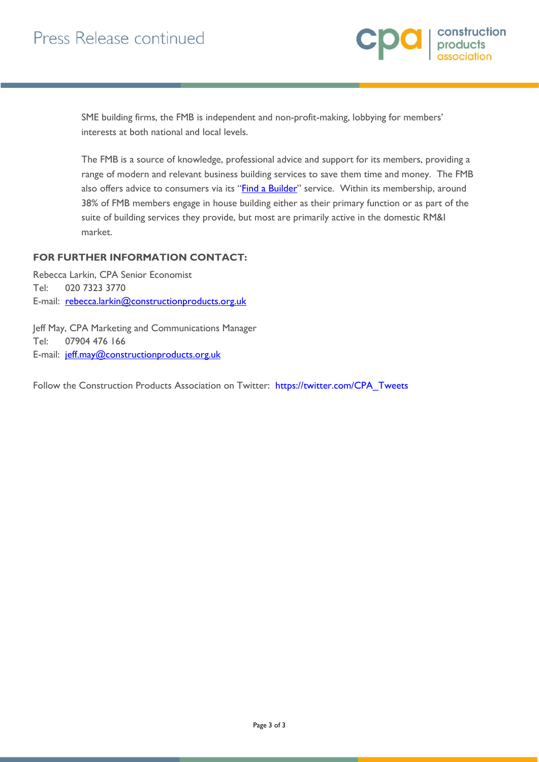SME building firms, the FMB is independent and non-profit-making, lobbying for members' interests at both national and local levels.

The FMB is a source of knowledge, professional advice and support for its members, providing a range of modern and relevant business building services to save them time and money. The FMB also offers advice to consumers via its "Find a Builder" service. Within its membership, around 38% of FMB members engage in house building either as their primary function or as part of the suite of building services they provide, but most are primarily active in the domestic RM&I market.

**FOR FURTHER INFORMATION CONTACT:**

Rebecca Larkin, CPA Senior Economist
Tel: 020 7323 3770
E-mail: rebecca.larkin@constructionproducts.org.uk

Jeff May, CPA Marketing and Communications Manager
Tel: 07904 476 166
E-mail: jeff.may@constructionproducts.org.uk

Follow the Construction Products Association on Twitter: https://twitter.com/CPA_Tweets